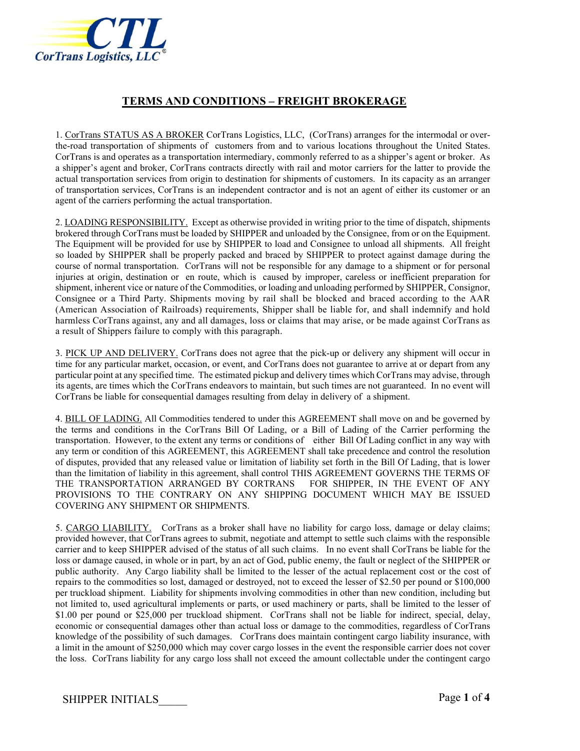CTL CorTrans Logistics, LLC®

# TERMS AND CONDITIONS – FREIGHT BROKERAGE

1. CorTrans STATUS AS A BROKER CorTrans Logistics, LLC, (CorTrans) arranges for the intermodal or over-the-road transportation of shipments of customers from and to various locations throughout the United States. CorTrans is and operates as a transportation intermediary, commonly referred to as a shipper's agent or broker. As a shipper's agent and broker, CorTrans contracts directly with rail and motor carriers for the latter to provide the actual transportation services from origin to destination for shipments of customers. In its capacity as an arranger of transportation services, CorTrans is an independent contractor and is not an agent of either its customer or an agent of the carriers performing the actual transportation.

2. LOADING RESPONSIBILITY. Except as otherwise provided in writing prior to the time of dispatch, shipments brokered through CorTrans must be loaded by SHIPPER and unloaded by the Consignee, from or on the Equipment. The Equipment will be provided for use by SHIPPER to load and Consignee to unload all shipments. All freight so loaded by SHIPPER shall be properly packed and braced by SHIPPER to protect against damage during the course of normal transportation. CorTrans will not be responsible for any damage to a shipment or for personal injuries at origin, destination or en route, which is caused by improper, careless or inefficient preparation for shipment, inherent vice or nature of the Commodities, or loading and unloading performed by SHIPPER, Consignor, Consignee or a Third Party. Shipments moving by rail shall be blocked and braced according to the AAR (American Association of Railroads) requirements, Shipper shall be liable for, and shall indemnify and hold harmless CorTrans against, any and all damages, loss or claims that may arise, or be made against CorTrans as a result of Shippers failure to comply with this paragraph.

3. PICK UP AND DELIVERY. CorTrans does not agree that the pick-up or delivery any shipment will occur in time for any particular market, occasion, or event, and CorTrans does not guarantee to arrive at or depart from any particular point at any specified time. The estimated pickup and delivery times which CorTrans may advise, through its agents, are times which the CorTrans endeavors to maintain, but such times are not guaranteed. In no event will CorTrans be liable for consequential damages resulting from delay in delivery of a shipment.

4. BILL OF LADING. All Commodities tendered to under this AGREEMENT shall move on and be governed by the terms and conditions in the CorTrans Bill Of Lading, or a Bill of Lading of the Carrier performing the transportation. However, to the extent any terms or conditions of either Bill Of Lading conflict in any way with any term or condition of this AGREEMENT, this AGREEMENT shall take precedence and control the resolution of disputes, provided that any released value or limitation of liability set forth in the Bill Of Lading, that is lower than the limitation of liability in this agreement, shall control THIS AGREEMENT GOVERNS THE TERMS OF THE TRANSPORTATION ARRANGED BY CORTRANS FOR SHIPPER, IN THE EVENT OF ANY PROVISIONS TO THE CONTRARY ON ANY SHIPPING DOCUMENT WHICH MAY BE ISSUED COVERING ANY SHIPMENT OR SHIPMENTS.

5. CARGO LIABILITY. CorTrans as a broker shall have no liability for cargo loss, damage or delay claims; provided however, that CorTrans agrees to submit, negotiate and attempt to settle such claims with the responsible carrier and to keep SHIPPER advised of the status of all such claims. In no event shall CorTrans be liable for the loss or damage caused, in whole or in part, by an act of God, public enemy, the fault or neglect of the SHIPPER or public authority. Any Cargo liability shall be limited to the lesser of the actual replacement cost or the cost of repairs to the commodities so lost, damaged or destroyed, not to exceed the lesser of $2.50 per pound or $100,000 per truckload shipment. Liability for shipments involving commodities in other than new condition, including but not limited to, used agricultural implements or parts, or used machinery or parts, shall be limited to the lesser of $1.00 per pound or $25,000 per truckload shipment. CorTrans shall not be liable for indirect, special, delay, economic or consequential damages other than actual loss or damage to the commodities, regardless of CorTrans knowledge of the possibility of such damages. CorTrans does maintain contingent cargo liability insurance, with a limit in the amount of $250,000 which may cover cargo losses in the event the responsible carrier does not cover the loss. CorTrans liability for any cargo loss shall not exceed the amount collectable under the contingent cargo

SHIPPER INITIALS_____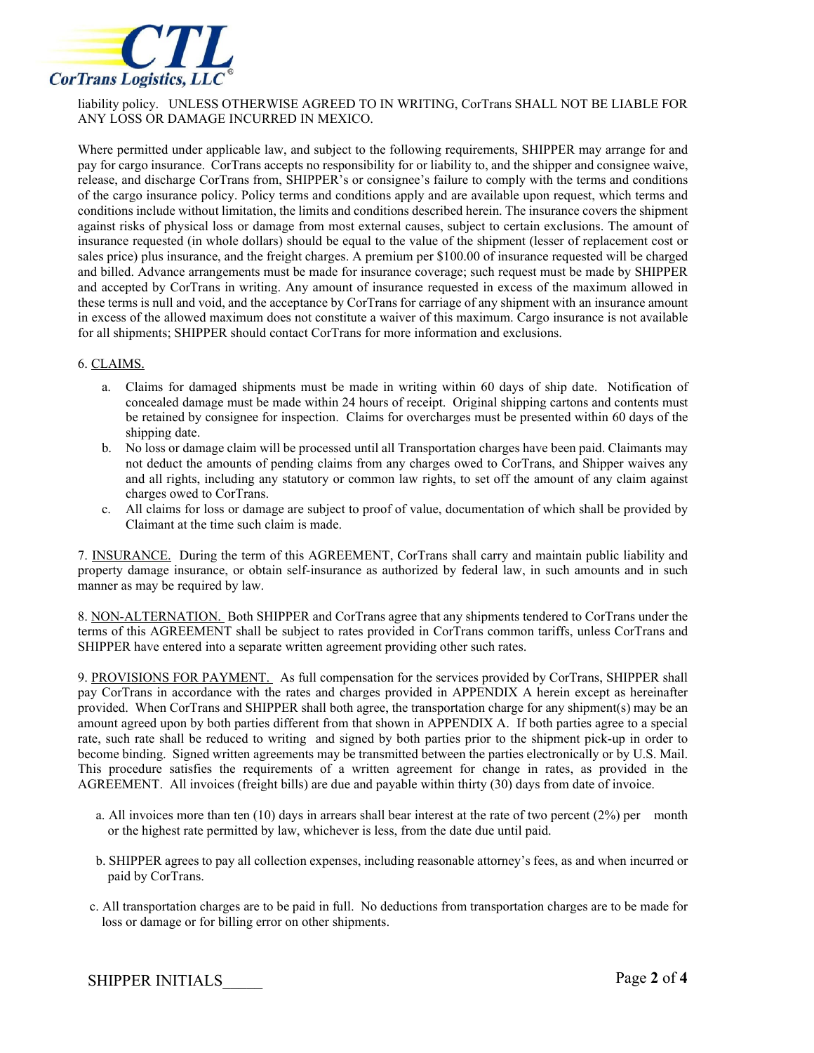liability policy. UNLESS OTHERWISE AGREED TO IN WRITING, CorTrans SHALL NOT BE LIABLE FOR ANY LOSS OR DAMAGE INCURRED IN MEXICO.

Where permitted under applicable law, and subject to the following requirements, SHIPPER may arrange for and pay for cargo insurance. CorTrans accepts no responsibility for or liability to, and the shipper and consignee waive, release, and discharge CorTrans from, SHIPPER's or consignee's failure to comply with the terms and conditions of the cargo insurance policy. Policy terms and conditions apply and are available upon request, which terms and conditions include without limitation, the limits and conditions described herein. The insurance covers the shipment against risks of physical loss or damage from most external causes, subject to certain exclusions. The amount of insurance requested (in whole dollars) should be equal to the value of the shipment (lesser of replacement cost or sales price) plus insurance, and the freight charges. A premium per $100.00 of insurance requested will be charged and billed. Advance arrangements must be made for insurance coverage; such request must be made by SHIPPER and accepted by CorTrans in writing. Any amount of insurance requested in excess of the maximum allowed in these terms is null and void, and the acceptance by CorTrans for carriage of any shipment with an insurance amount in excess of the allowed maximum does not constitute a waiver of this maximum. Cargo insurance is not available for all shipments; SHIPPER should contact CorTrans for more information and exclusions.

6. <u>CLAIMS.</u>

a. Claims for damaged shipments must be made in writing within 60 days of ship date. Notification of concealed damage must be made within 24 hours of receipt. Original shipping cartons and contents must be retained by consignee for inspection. Claims for overcharges must be presented within 60 days of the shipping date.
b. No loss or damage claim will be processed until all Transportation charges have been paid. Claimants may not deduct the amounts of pending claims from any charges owed to CorTrans, and Shipper waives any and all rights, including any statutory or common law rights, to set off the amount of any claim against charges owed to CorTrans.
c. All claims for loss or damage are subject to proof of value, documentation of which shall be provided by Claimant at the time such claim is made.

7. <u>INSURANCE.</u> During the term of this AGREEMENT, CorTrans shall carry and maintain public liability and property damage insurance, or obtain self-insurance as authorized by federal law, in such amounts and in such manner as may be required by law.

8. <u>NON-ALTERNATION.</u> Both SHIPPER and CorTrans agree that any shipments tendered to CorTrans under the terms of this AGREEMENT shall be subject to rates provided in CorTrans common tariffs, unless CorTrans and SHIPPER have entered into a separate written agreement providing other such rates.

9. <u>PROVISIONS FOR PAYMENT.</u> As full compensation for the services provided by CorTrans, SHIPPER shall pay CorTrans in accordance with the rates and charges provided in APPENDIX A herein except as hereinafter provided. When CorTrans and SHIPPER shall both agree, the transportation charge for any shipment(s) may be an amount agreed upon by both parties different from that shown in APPENDIX A. If both parties agree to a special rate, such rate shall be reduced to writing and signed by both parties prior to the shipment pick-up in order to become binding. Signed written agreements may be transmitted between the parties electronically or by U.S. Mail. This procedure satisfies the requirements of a written agreement for change in rates, as provided in the AGREEMENT. All invoices (freight bills) are due and payable within thirty (30) days from date of invoice.

a. All invoices more than ten (10) days in arrears shall bear interest at the rate of two percent (2%) per month or the highest rate permitted by law, whichever is less, from the date due until paid.

b. SHIPPER agrees to pay all collection expenses, including reasonable attorney's fees, as and when incurred or paid by CorTrans.

c. All transportation charges are to be paid in full. No deductions from transportation charges are to be made for loss or damage or for billing error on other shipments.

SHIPPER INITIALS_____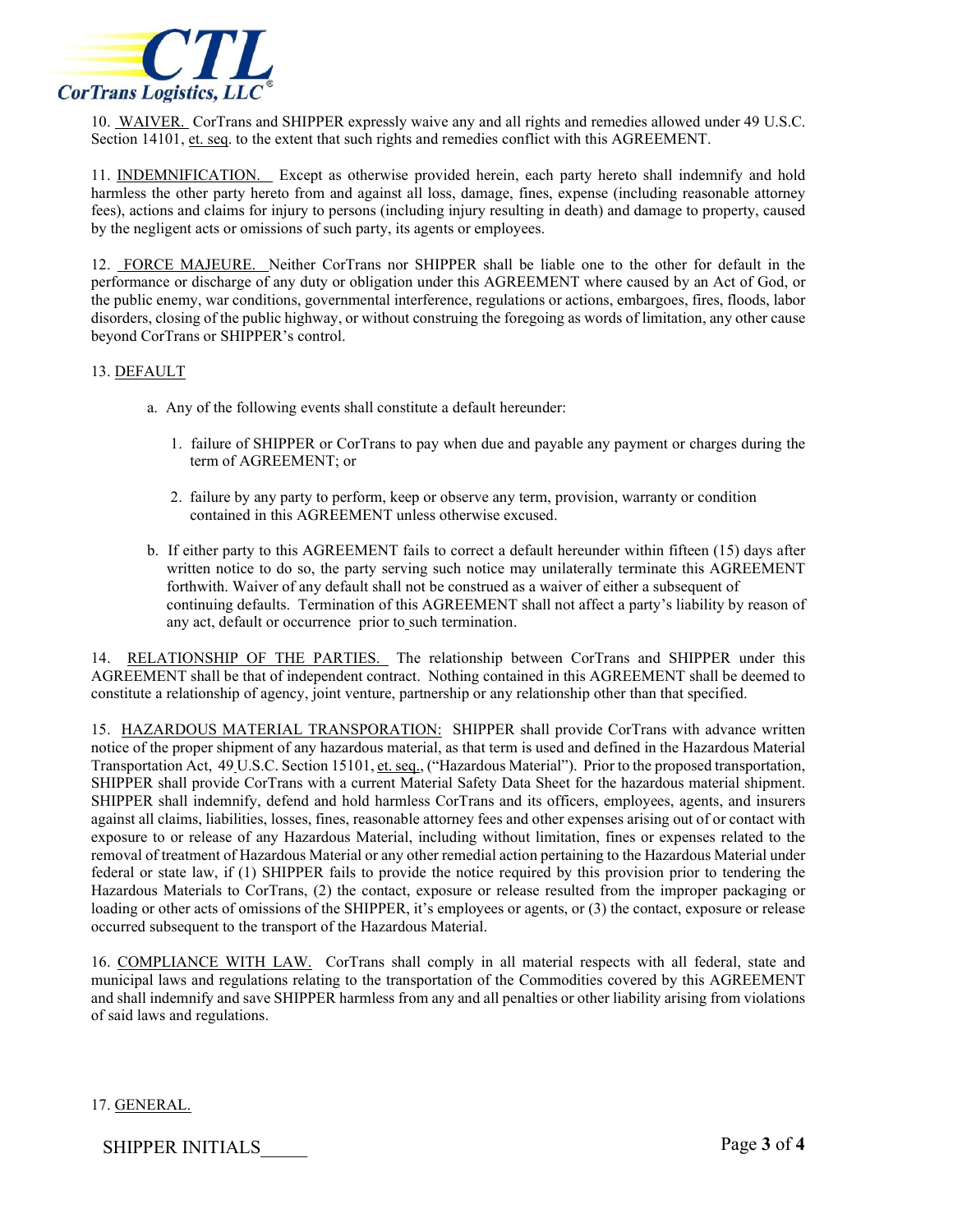10. WAIVER. CorTrans and SHIPPER expressly waive any and all rights and remedies allowed under 49 U.S.C. Section 14101, et. seq. to the extent that such rights and remedies conflict with this AGREEMENT.

11. INDEMNIFICATION. Except as otherwise provided herein, each party hereto shall indemnify and hold harmless the other party hereto from and against all loss, damage, fines, expense (including reasonable attorney fees), actions and claims for injury to persons (including injury resulting in death) and damage to property, caused by the negligent acts or omissions of such party, its agents or employees.

12. FORCE MAJEURE. Neither CorTrans nor SHIPPER shall be liable one to the other for default in the performance or discharge of any duty or obligation under this AGREEMENT where caused by an Act of God, or the public enemy, war conditions, governmental interference, regulations or actions, embargoes, fires, floods, labor disorders, closing of the public highway, or without construing the foregoing as words of limitation, any other cause beyond CorTrans or SHIPPER's control.

13. DEFAULT

a. Any of the following events shall constitute a default hereunder:

1. failure of SHIPPER or CorTrans to pay when due and payable any payment or charges during the term of AGREEMENT; or

2. failure by any party to perform, keep or observe any term, provision, warranty or condition contained in this AGREEMENT unless otherwise excused.

b. If either party to this AGREEMENT fails to correct a default hereunder within fifteen (15) days after written notice to do so, the party serving such notice may unilaterally terminate this AGREEMENT forthwith. Waiver of any default shall not be construed as a waiver of either a subsequent of continuing defaults. Termination of this AGREEMENT shall not affect a party's liability by reason of any act, default or occurrence prior to such termination.

14. RELATIONSHIP OF THE PARTIES. The relationship between CorTrans and SHIPPER under this AGREEMENT shall be that of independent contract. Nothing contained in this AGREEMENT shall be deemed to constitute a relationship of agency, joint venture, partnership or any relationship other than that specified.

15. HAZARDOUS MATERIAL TRANSPORATION: SHIPPER shall provide CorTrans with advance written notice of the proper shipment of any hazardous material, as that term is used and defined in the Hazardous Material Transportation Act, 49 U.S.C. Section 15101, et. seq., ("Hazardous Material"). Prior to the proposed transportation, SHIPPER shall provide CorTrans with a current Material Safety Data Sheet for the hazardous material shipment. SHIPPER shall indemnify, defend and hold harmless CorTrans and its officers, employees, agents, and insurers against all claims, liabilities, losses, fines, reasonable attorney fees and other expenses arising out of or contact with exposure to or release of any Hazardous Material, including without limitation, fines or expenses related to the removal of treatment of Hazardous Material or any other remedial action pertaining to the Hazardous Material under federal or state law, if (1) SHIPPER fails to provide the notice required by this provision prior to tendering the Hazardous Materials to CorTrans, (2) the contact, exposure or release resulted from the improper packaging or loading or other acts of omissions of the SHIPPER, it's employees or agents, or (3) the contact, exposure or release occurred subsequent to the transport of the Hazardous Material.

16. COMPLIANCE WITH LAW. CorTrans shall comply in all material respects with all federal, state and municipal laws and regulations relating to the transportation of the Commodities covered by this AGREEMENT and shall indemnify and save SHIPPER harmless from any and all penalties or other liability arising from violations of said laws and regulations.

17. GENERAL.

SHIPPER INITIALS_____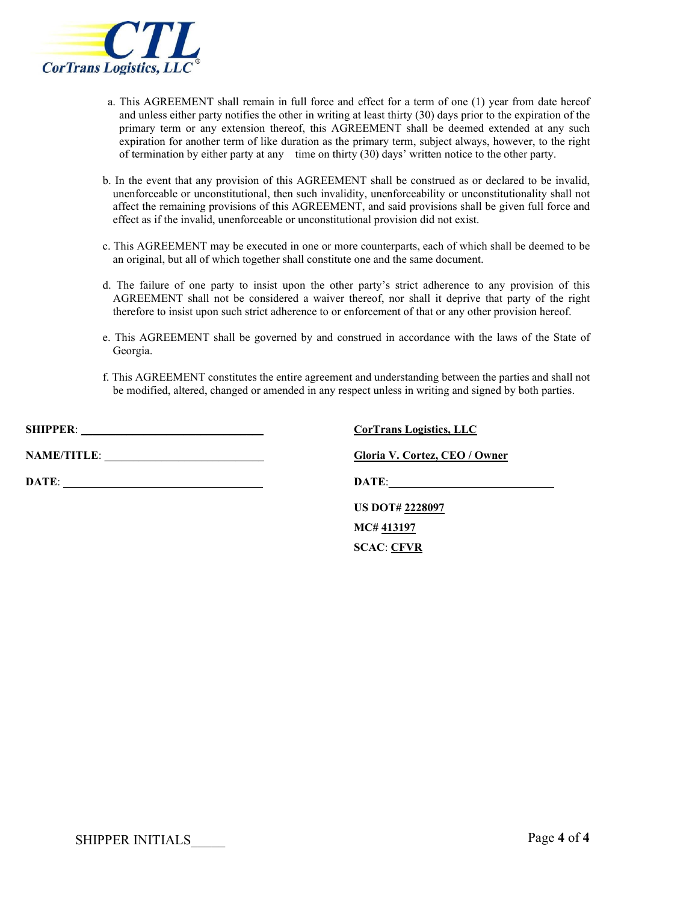a. This AGREEMENT shall remain in full force and effect for a term of one (1) year from date hereof and unless either party notifies the other in writing at least thirty (30) days prior to the expiration of the primary term or any extension thereof, this AGREEMENT shall be deemed extended at any such expiration for another term of like duration as the primary term, subject always, however, to the right of termination by either party at any time on thirty (30) days' written notice to the other party.

b. In the event that any provision of this AGREEMENT shall be construed as or declared to be invalid, unenforceable or unconstitutional, then such invalidity, unenforceability or unconstitutionality shall not affect the remaining provisions of this AGREEMENT, and said provisions shall be given full force and effect as if the invalid, unenforceable or unconstitutional provision did not exist.

c. This AGREEMENT may be executed in one or more counterparts, each of which shall be deemed to be an original, but all of which together shall constitute one and the same document.

d. The failure of one party to insist upon the other party's strict adherence to any provision of this AGREEMENT shall not be considered a waiver thereof, nor shall it deprive that party of the right therefore to insist upon such strict adherence to or enforcement of that or any other provision hereof.

e. This AGREEMENT shall be governed by and construed in accordance with the laws of the State of Georgia.

f. This AGREEMENT constitutes the entire agreement and understanding between the parties and shall not be modified, altered, changed or amended in any respect unless in writing and signed by both parties.

**SHIPPER**: ______________________________

**NAME/TITLE**: ___________________________

**DATE**: ________________________________

**CorTrans Logistics, LLC**

**Gloria V. Cortez, CEO / Owner**

**DATE**: ___________________________

**US DOT# 2228097**

**MC# 413197**

**SCAC**: **CFVR**

SHIPPER INITIALS_____